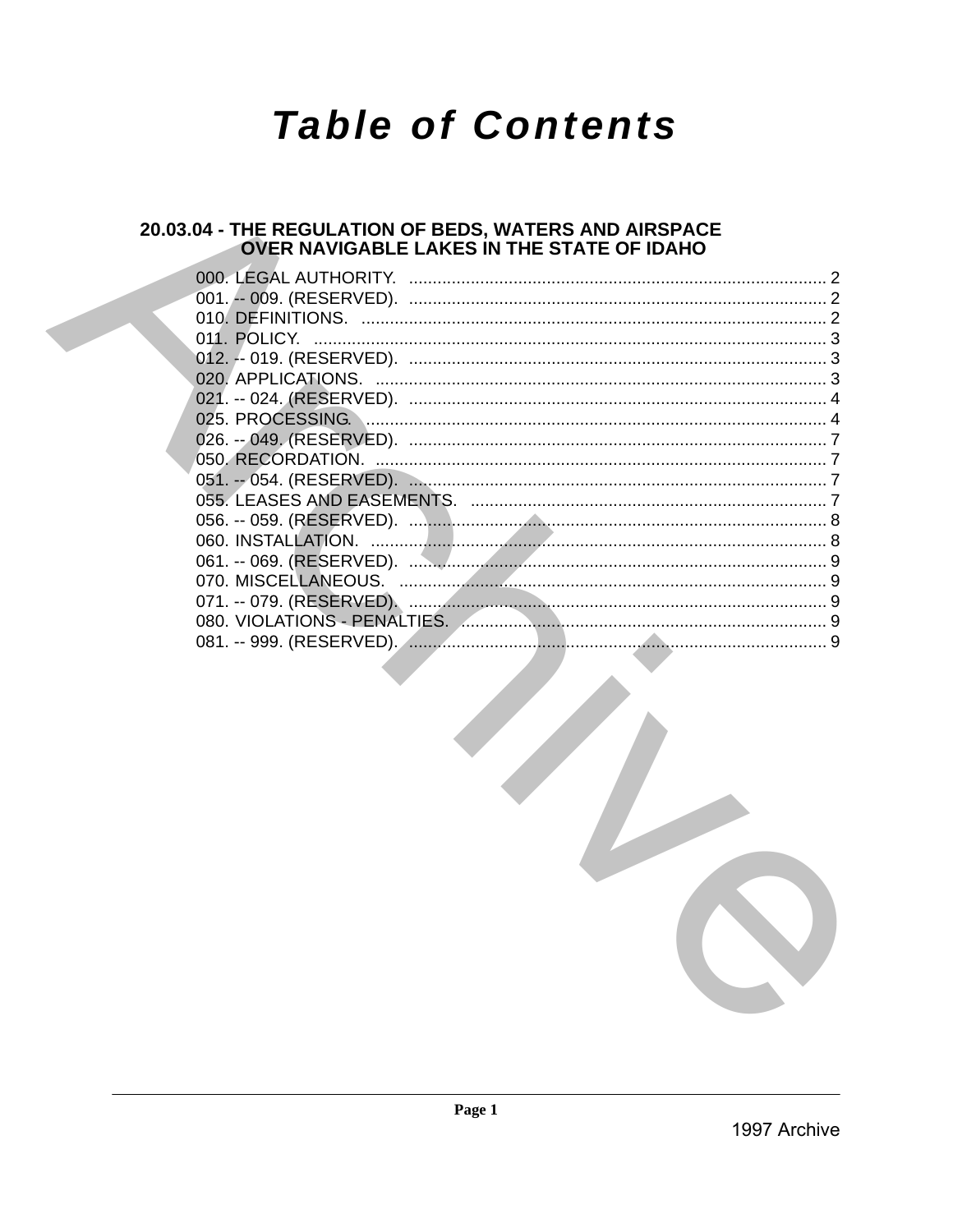# Table of Contents

## 20.03.04 - THE REGULATION OF BEDS, WATERS AND AIRSPACE OVER NAVIGABLE LAKES IN THE STATE OF IDAHO

000. LEGAL AUTHORITY. ........................................................................................ 2
001. -- 009. (RESERVED). ........................................................................................ 2
010. DEFINITIONS. .................................................................................................. 2
011. POLICY. ............................................................................................................ 3
012. -- 019. (RESERVED). ........................................................................................ 3
020. APPLICATIONS. ............................................................................................... 3
021. -- 024. (RESERVED). ........................................................................................ 4
025. PROCESSING. .................................................................................................. 4
026. -- 049. (RESERVED). ........................................................................................ 7
050. RECORDATION. ............................................................................................... 7
051. -- 054. (RESERVED). ........................................................................................ 7
055. LEASES AND EASEMENTS. ............................................................................ 7
056. -- 059. (RESERVED). ........................................................................................ 8
060. INSTALLATION. ................................................................................................ 8
061. -- 069. (RESERVED). ........................................................................................ 9
070. MISCELLANEOUS. ........................................................................................... 9
071. -- 079. (RESERVED). ........................................................................................ 9
080. VIOLATIONS - PENALTIES. ............................................................................ 9
081. -- 999. (RESERVED). ........................................................................................ 9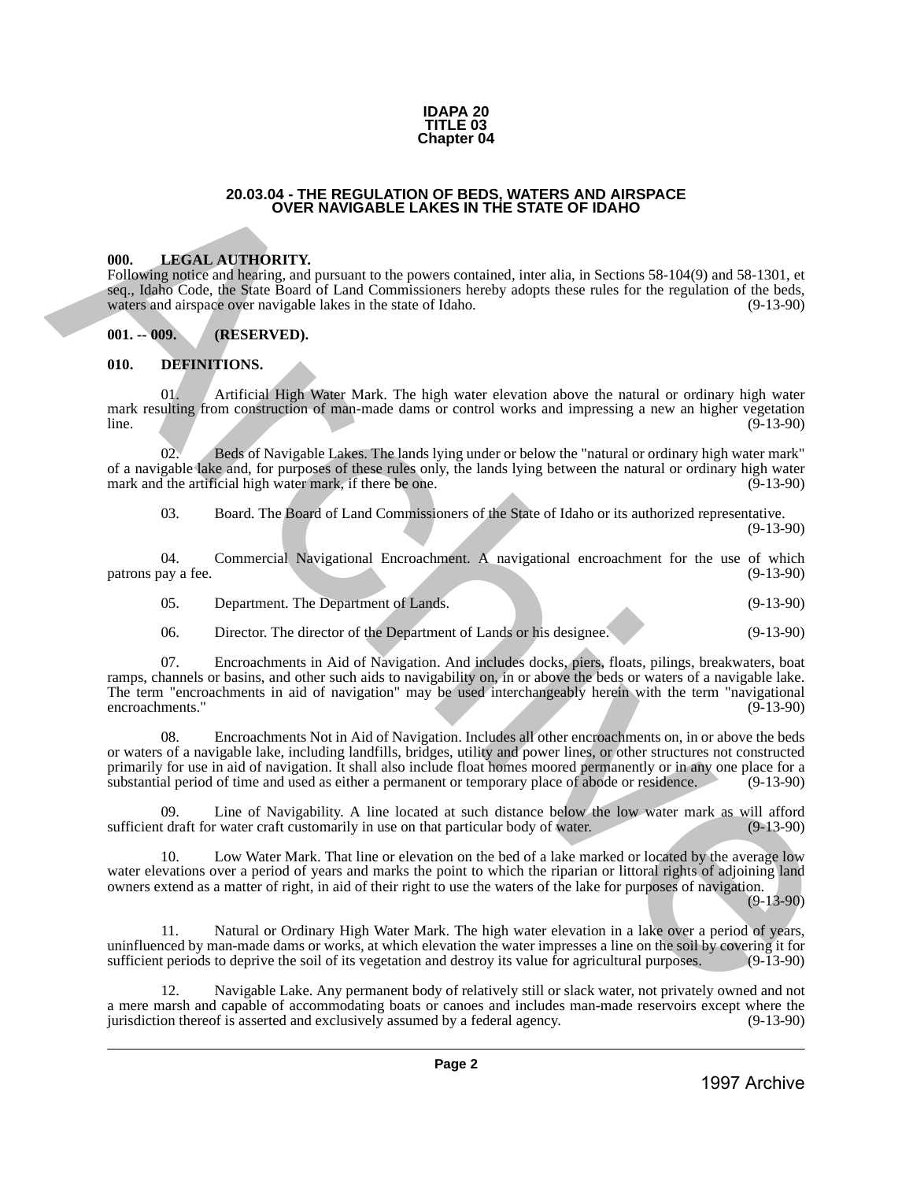**IDAPA 20**
**TITLE 03**
**Chapter 04**

## 20.03.04 - THE REGULATION OF BEDS, WATERS AND AIRSPACE OVER NAVIGABLE LAKES IN THE STATE OF IDAHO

### 000. LEGAL AUTHORITY.

Following notice and hearing, and pursuant to the powers contained, inter alia, in Sections 58-104(9) and 58-1301, et seq., Idaho Code, the State Board of Land Commissioners hereby adopts these rules for the regulation of the beds, waters and airspace over navigable lakes in the state of Idaho. (9-13-90)

### 001. -- 009. (RESERVED).

### 010. DEFINITIONS.

01. Artificial High Water Mark. The high water elevation above the natural or ordinary high water mark resulting from construction of man-made dams or control works and impressing a new an higher vegetation line. (9-13-90)

02. Beds of Navigable Lakes. The lands lying under or below the "natural or ordinary high water mark" of a navigable lake and, for purposes of these rules only, the lands lying between the natural or ordinary high water mark and the artificial high water mark, if there be one. (9-13-90)

03. Board. The Board of Land Commissioners of the State of Idaho or its authorized representative. (9-13-90)

04. Commercial Navigational Encroachment. A navigational encroachment for the use of which patrons pay a fee. (9-13-90)

05. Department. The Department of Lands. (9-13-90)

06. Director. The director of the Department of Lands or his designee. (9-13-90)

07. Encroachments in Aid of Navigation. And includes docks, piers, floats, pilings, breakwaters, boat ramps, channels or basins, and other such aids to navigability on, in or above the beds or waters of a navigable lake. The term "encroachments in aid of navigation" may be used interchangeably herein with the term "navigational encroachments." (9-13-90)

08. Encroachments Not in Aid of Navigation. Includes all other encroachments on, in or above the beds or waters of a navigable lake, including landfills, bridges, utility and power lines, or other structures not constructed primarily for use in aid of navigation. It shall also include float homes moored permanently or in any one place for a substantial period of time and used as either a permanent or temporary place of abode or residence. (9-13-90)

09. Line of Navigability. A line located at such distance below the low water mark as will afford sufficient draft for water craft customarily in use on that particular body of water. (9-13-90)

10. Low Water Mark. That line or elevation on the bed of a lake marked or located by the average low water elevations over a period of years and marks the point to which the riparian or littoral rights of adjoining land owners extend as a matter of right, in aid of their right to use the waters of the lake for purposes of navigation. (9-13-90)

11. Natural or Ordinary High Water Mark. The high water elevation in a lake over a period of years, uninfluenced by man-made dams or works, at which elevation the water impresses a line on the soil by covering it for sufficient periods to deprive the soil of its vegetation and destroy its value for agricultural purposes. (9-13-90)

12. Navigable Lake. Any permanent body of relatively still or slack water, not privately owned and not a mere marsh and capable of accommodating boats or canoes and includes man-made reservoirs except where the jurisdiction thereof is asserted and exclusively assumed by a federal agency. (9-13-90)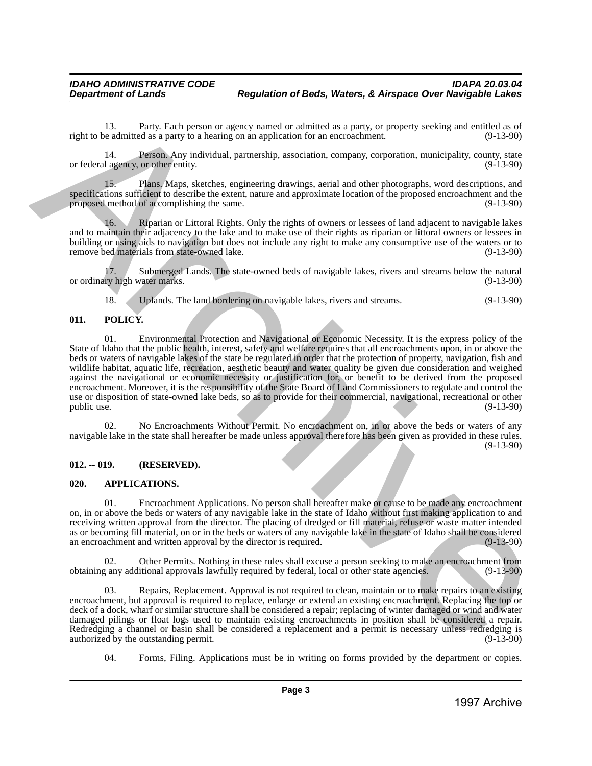13. Party. Each person or agency named or admitted as a party, or property seeking and entitled as of right to be admitted as a party to a hearing on an application for an encroachment. (9-13-90)

14. Person. Any individual, partnership, association, company, corporation, municipality, county, state or federal agency, or other entity. (9-13-90)

15. Plans. Maps, sketches, engineering drawings, aerial and other photographs, word descriptions, and specifications sufficient to describe the extent, nature and approximate location of the proposed encroachment and the proposed method of accomplishing the same. (9-13-90)

16. Riparian or Littoral Rights. Only the rights of owners or lessees of land adjacent to navigable lakes and to maintain their adjacency to the lake and to make use of their rights as riparian or littoral owners or lessees in building or using aids to navigation but does not include any right to make any consumptive use of the waters or to remove bed materials from state-owned lake. (9-13-90)

17. Submerged Lands. The state-owned beds of navigable lakes, rivers and streams below the natural or ordinary high water marks. (9-13-90)

18. Uplands. The land bordering on navigable lakes, rivers and streams. (9-13-90)

## 011. POLICY.

01. Environmental Protection and Navigational or Economic Necessity. It is the express policy of the State of Idaho that the public health, interest, safety and welfare requires that all encroachments upon, in or above the beds or waters of navigable lakes of the state be regulated in order that the protection of property, navigation, fish and wildlife habitat, aquatic life, recreation, aesthetic beauty and water quality be given due consideration and weighed against the navigational or economic necessity or justification for, or benefit to be derived from the proposed encroachment. Moreover, it is the responsibility of the State Board of Land Commissioners to regulate and control the use or disposition of state-owned lake beds, so as to provide for their commercial, navigational, recreational or other public use. (9-13-90)

02. No Encroachments Without Permit. No encroachment on, in or above the beds or waters of any navigable lake in the state shall hereafter be made unless approval therefore has been given as provided in these rules. (9-13-90)

## 012. -- 019. (RESERVED).

## 020. APPLICATIONS.

01. Encroachment Applications. No person shall hereafter make or cause to be made any encroachment on, in or above the beds or waters of any navigable lake in the state of Idaho without first making application to and receiving written approval from the director. The placing of dredged or fill material, refuse or waste matter intended as or becoming fill material, on or in the beds or waters of any navigable lake in the state of Idaho shall be considered an encroachment and written approval by the director is required. (9-13-90)

02. Other Permits. Nothing in these rules shall excuse a person seeking to make an encroachment from obtaining any additional approvals lawfully required by federal, local or other state agencies. (9-13-90)

03. Repairs, Replacement. Approval is not required to clean, maintain or to make repairs to an existing encroachment, but approval is required to replace, enlarge or extend an existing encroachment. Replacing the top or deck of a dock, wharf or similar structure shall be considered a repair; replacing of winter damaged or wind and water damaged pilings or float logs used to maintain existing encroachments in position shall be considered a repair. Redredging a channel or basin shall be considered a replacement and a permit is necessary unless redredging is authorized by the outstanding permit. (9-13-90)

04. Forms, Filing. Applications must be in writing on forms provided by the department or copies.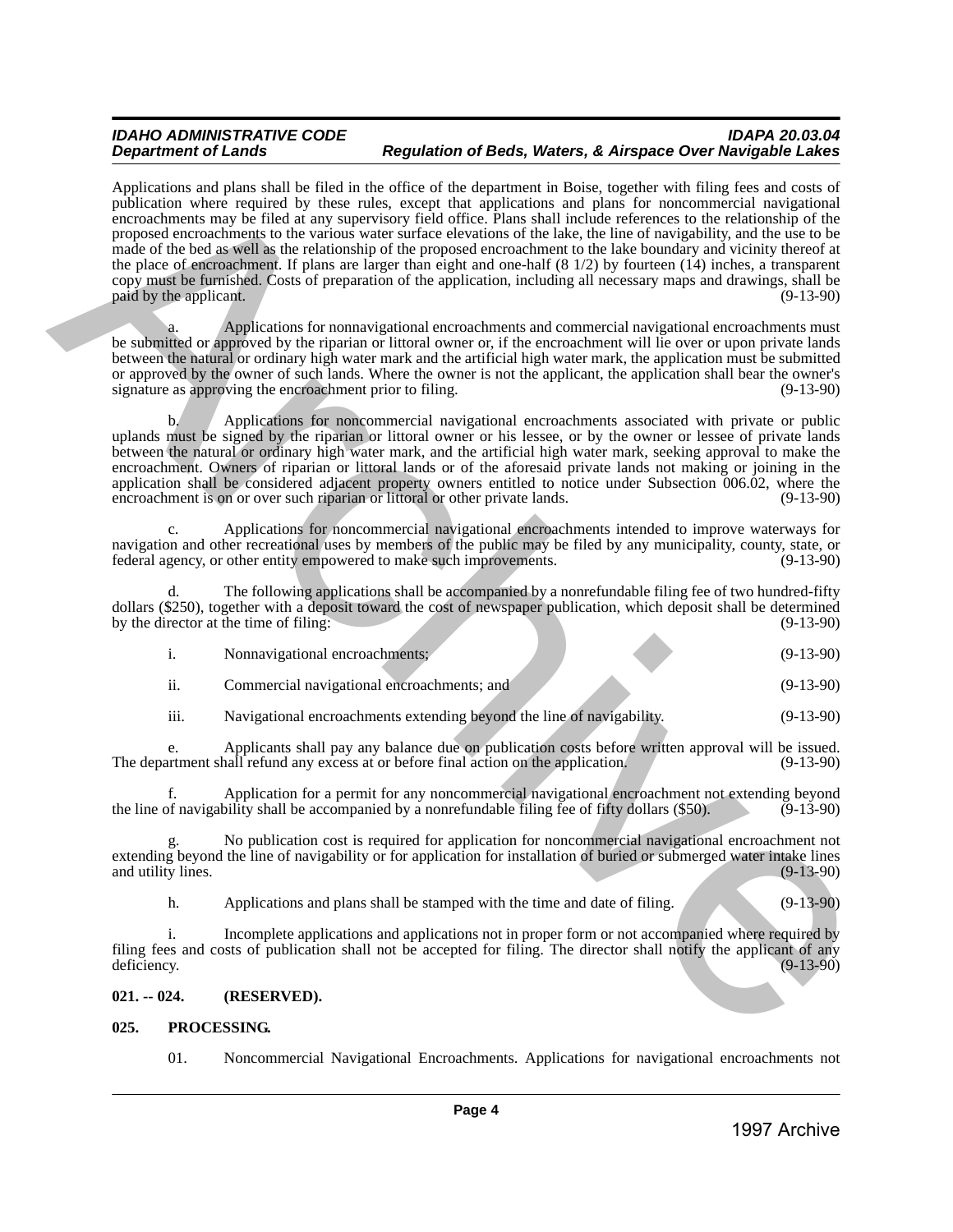Applications and plans shall be filed in the office of the department in Boise, together with filing fees and costs of publication where required by these rules, except that applications and plans for noncommercial navigational encroachments may be filed at any supervisory field office. Plans shall include references to the relationship of the proposed encroachments to the various water surface elevations of the lake, the line of navigability, and the use to be made of the bed as well as the relationship of the proposed encroachment to the lake boundary and vicinity thereof at the place of encroachment. If plans are larger than eight and one-half (8 1/2) by fourteen (14) inches, a transparent copy must be furnished. Costs of preparation of the application, including all necessary maps and drawings, shall be paid by the applicant. (9-13-90)

a. Applications for nonnavigational encroachments and commercial navigational encroachments must be submitted or approved by the riparian or littoral owner or, if the encroachment will lie over or upon private lands between the natural or ordinary high water mark and the artificial high water mark, the application must be submitted or approved by the owner of such lands. Where the owner is not the applicant, the application shall bear the owner's signature as approving the encroachment prior to filing. (9-13-90)

b. Applications for noncommercial navigational encroachments associated with private or public uplands must be signed by the riparian or littoral owner or his lessee, or by the owner or lessee of private lands between the natural or ordinary high water mark, and the artificial high water mark, seeking approval to make the encroachment. Owners of riparian or littoral lands or of the aforesaid private lands not making or joining in the application shall be considered adjacent property owners entitled to notice under Subsection 006.02, where the encroachment is on or over such riparian or littoral or other private lands. (9-13-90)

c. Applications for noncommercial navigational encroachments intended to improve waterways for navigation and other recreational uses by members of the public may be filed by any municipality, county, state, or federal agency, or other entity empowered to make such improvements. (9-13-90)

d. The following applications shall be accompanied by a nonrefundable filing fee of two hundred-fifty dollars ($250), together with a deposit toward the cost of newspaper publication, which deposit shall be determined by the director at the time of filing: (9-13-90)

i. Nonnavigational encroachments; (9-13-90)

ii. Commercial navigational encroachments; and (9-13-90)

iii. Navigational encroachments extending beyond the line of navigability. (9-13-90)

e. Applicants shall pay any balance due on publication costs before written approval will be issued. The department shall refund any excess at or before final action on the application. (9-13-90)

f. Application for a permit for any noncommercial navigational encroachment not extending beyond the line of navigability shall be accompanied by a nonrefundable filing fee of fifty dollars ($50). (9-13-90)

g. No publication cost is required for application for noncommercial navigational encroachment not extending beyond the line of navigability or for application for installation of buried or submerged water intake lines and utility lines. (9-13-90)

h. Applications and plans shall be stamped with the time and date of filing. (9-13-90)

i. Incomplete applications and applications not in proper form or not accompanied where required by filing fees and costs of publication shall not be accepted for filing. The director shall notify the applicant of any deficiency. (9-13-90)

**021. -- 024. (RESERVED).**

**025. PROCESSING.**

01. Noncommercial Navigational Encroachments. Applications for navigational encroachments not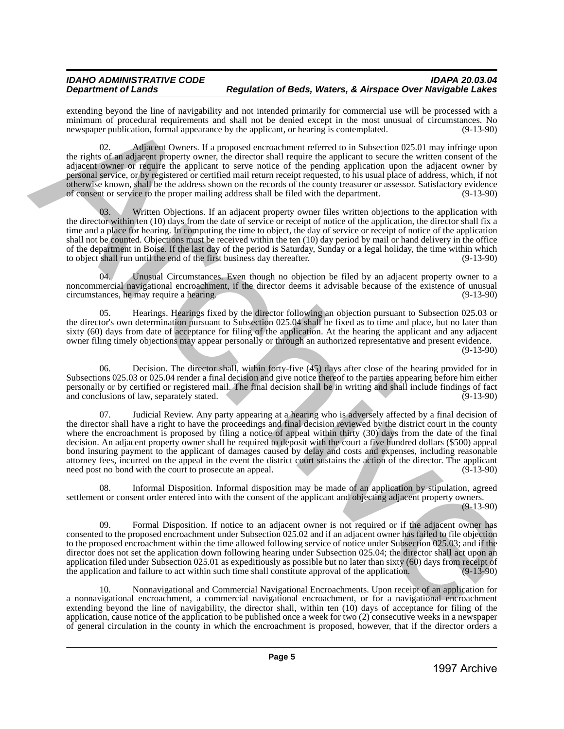extending beyond the line of navigability and not intended primarily for commercial use will be processed with a minimum of procedural requirements and shall not be denied except in the most unusual of circumstances. No newspaper publication, formal appearance by the applicant, or hearing is contemplated. (9-13-90)

02. Adjacent Owners. If a proposed encroachment referred to in Subsection 025.01 may infringe upon the rights of an adjacent property owner, the director shall require the applicant to secure the written consent of the adjacent owner or require the applicant to serve notice of the pending application upon the adjacent owner by personal service, or by registered or certified mail return receipt requested, to his usual place of address, which, if not otherwise known, shall be the address shown on the records of the county treasurer or assessor. Satisfactory evidence of consent or service to the proper mailing address shall be filed with the department. (9-13-90)

03. Written Objections. If an adjacent property owner files written objections to the application with the director within ten (10) days from the date of service or receipt of notice of the application, the director shall fix a time and a place for hearing. In computing the time to object, the day of service or receipt of notice of the application shall not be counted. Objections must be received within the ten (10) day period by mail or hand delivery in the office of the department in Boise. If the last day of the period is Saturday, Sunday or a legal holiday, the time within which to object shall run until the end of the first business day thereafter. (9-13-90)

04. Unusual Circumstances. Even though no objection be filed by an adjacent property owner to a noncommercial navigational encroachment, if the director deems it advisable because of the existence of unusual circumstances, he may require a hearing. (9-13-90)

05. Hearings. Hearings fixed by the director following an objection pursuant to Subsection 025.03 or the director's own determination pursuant to Subsection 025.04 shall be fixed as to time and place, but no later than sixty (60) days from date of acceptance for filing of the application. At the hearing the applicant and any adjacent owner filing timely objections may appear personally or through an authorized representative and present evidence. (9-13-90)

06. Decision. The director shall, within forty-five (45) days after close of the hearing provided for in Subsections 025.03 or 025.04 render a final decision and give notice thereof to the parties appearing before him either personally or by certified or registered mail. The final decision shall be in writing and shall include findings of fact and conclusions of law, separately stated. (9-13-90)

07. Judicial Review. Any party appearing at a hearing who is adversely affected by a final decision of the director shall have a right to have the proceedings and final decision reviewed by the district court in the county where the encroachment is proposed by filing a notice of appeal within thirty (30) days from the date of the final decision. An adjacent property owner shall be required to deposit with the court a five hundred dollars ($500) appeal bond insuring payment to the applicant of damages caused by delay and costs and expenses, including reasonable attorney fees, incurred on the appeal in the event the district court sustains the action of the director. The applicant need post no bond with the court to prosecute an appeal. (9-13-90)

08. Informal Disposition. Informal disposition may be made of an application by stipulation, agreed settlement or consent order entered into with the consent of the applicant and objecting adjacent property owners. (9-13-90)

09. Formal Disposition. If notice to an adjacent owner is not required or if the adjacent owner has consented to the proposed encroachment under Subsection 025.02 and if an adjacent owner has failed to file objection to the proposed encroachment within the time allowed following service of notice under Subsection 025.03; and if the director does not set the application down following hearing under Subsection 025.04; the director shall act upon an application filed under Subsection 025.01 as expeditiously as possible but no later than sixty (60) days from receipt of the application and failure to act within such time shall constitute approval of the application. (9-13-90)

10. Nonnavigational and Commercial Navigational Encroachments. Upon receipt of an application for a nonnavigational encroachment, a commercial navigational encroachment, or for a navigational encroachment extending beyond the line of navigability, the director shall, within ten (10) days of acceptance for filing of the application, cause notice of the application to be published once a week for two (2) consecutive weeks in a newspaper of general circulation in the county in which the encroachment is proposed, however, that if the director orders a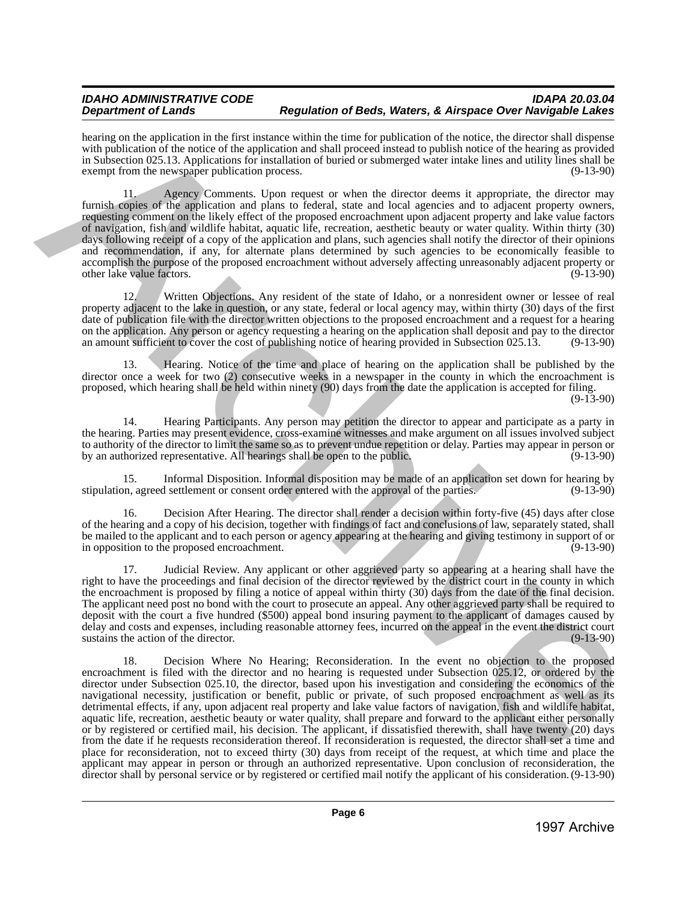hearing on the application in the first instance within the time for publication of the notice, the director shall dispense with publication of the notice of the application and shall proceed instead to publish notice of the hearing as provided in Subsection 025.13. Applications for installation of buried or submerged water intake lines and utility lines shall be exempt from the newspaper publication process. (9-13-90)

11. Agency Comments. Upon request or when the director deems it appropriate, the director may furnish copies of the application and plans to federal, state and local agencies and to adjacent property owners, requesting comment on the likely effect of the proposed encroachment upon adjacent property and lake value factors of navigation, fish and wildlife habitat, aquatic life, recreation, aesthetic beauty or water quality. Within thirty (30) days following receipt of a copy of the application and plans, such agencies shall notify the director of their opinions and recommendation, if any, for alternate plans determined by such agencies to be economically feasible to accomplish the purpose of the proposed encroachment without adversely affecting unreasonably adjacent property or other lake value factors. (9-13-90)

12. Written Objections. Any resident of the state of Idaho, or a nonresident owner or lessee of real property adjacent to the lake in question, or any state, federal or local agency may, within thirty (30) days of the first date of publication file with the director written objections to the proposed encroachment and a request for a hearing on the application. Any person or agency requesting a hearing on the application shall deposit and pay to the director an amount sufficient to cover the cost of publishing notice of hearing provided in Subsection 025.13. (9-13-90)

13. Hearing. Notice of the time and place of hearing on the application shall be published by the director once a week for two (2) consecutive weeks in a newspaper in the county in which the encroachment is proposed, which hearing shall be held within ninety (90) days from the date the application is accepted for filing. (9-13-90)

14. Hearing Participants. Any person may petition the director to appear and participate as a party in the hearing. Parties may present evidence, cross-examine witnesses and make argument on all issues involved subject to authority of the director to limit the same so as to prevent undue repetition or delay. Parties may appear in person or by an authorized representative. All hearings shall be open to the public. (9-13-90)

15. Informal Disposition. Informal disposition may be made of an application set down for hearing by stipulation, agreed settlement or consent order entered with the approval of the parties. (9-13-90)

16. Decision After Hearing. The director shall render a decision within forty-five (45) days after close of the hearing and a copy of his decision, together with findings of fact and conclusions of law, separately stated, shall be mailed to the applicant and to each person or agency appearing at the hearing and giving testimony in support of or in opposition to the proposed encroachment. (9-13-90)

17. Judicial Review. Any applicant or other aggrieved party so appearing at a hearing shall have the right to have the proceedings and final decision of the director reviewed by the district court in the county in which the encroachment is proposed by filing a notice of appeal within thirty (30) days from the date of the final decision. The applicant need post no bond with the court to prosecute an appeal. Any other aggrieved party shall be required to deposit with the court a five hundred ($500) appeal bond insuring payment to the applicant of damages caused by delay and costs and expenses, including reasonable attorney fees, incurred on the appeal in the event the district court sustains the action of the director. (9-13-90)

18. Decision Where No Hearing; Reconsideration. In the event no objection to the proposed encroachment is filed with the director and no hearing is requested under Subsection 025.12, or ordered by the director under Subsection 025.10, the director, based upon his investigation and considering the economics of the navigational necessity, justification or benefit, public or private, of such proposed encroachment as well as its detrimental effects, if any, upon adjacent real property and lake value factors of navigation, fish and wildlife habitat, aquatic life, recreation, aesthetic beauty or water quality, shall prepare and forward to the applicant either personally or by registered or certified mail, his decision. The applicant, if dissatisfied therewith, shall have twenty (20) days from the date if he requests reconsideration thereof. If reconsideration is requested, the director shall set a time and place for reconsideration, not to exceed thirty (30) days from receipt of the request, at which time and place the applicant may appear in person or through an authorized representative. Upon conclusion of reconsideration, the director shall by personal service or by registered or certified mail notify the applicant of his consideration. (9-13-90)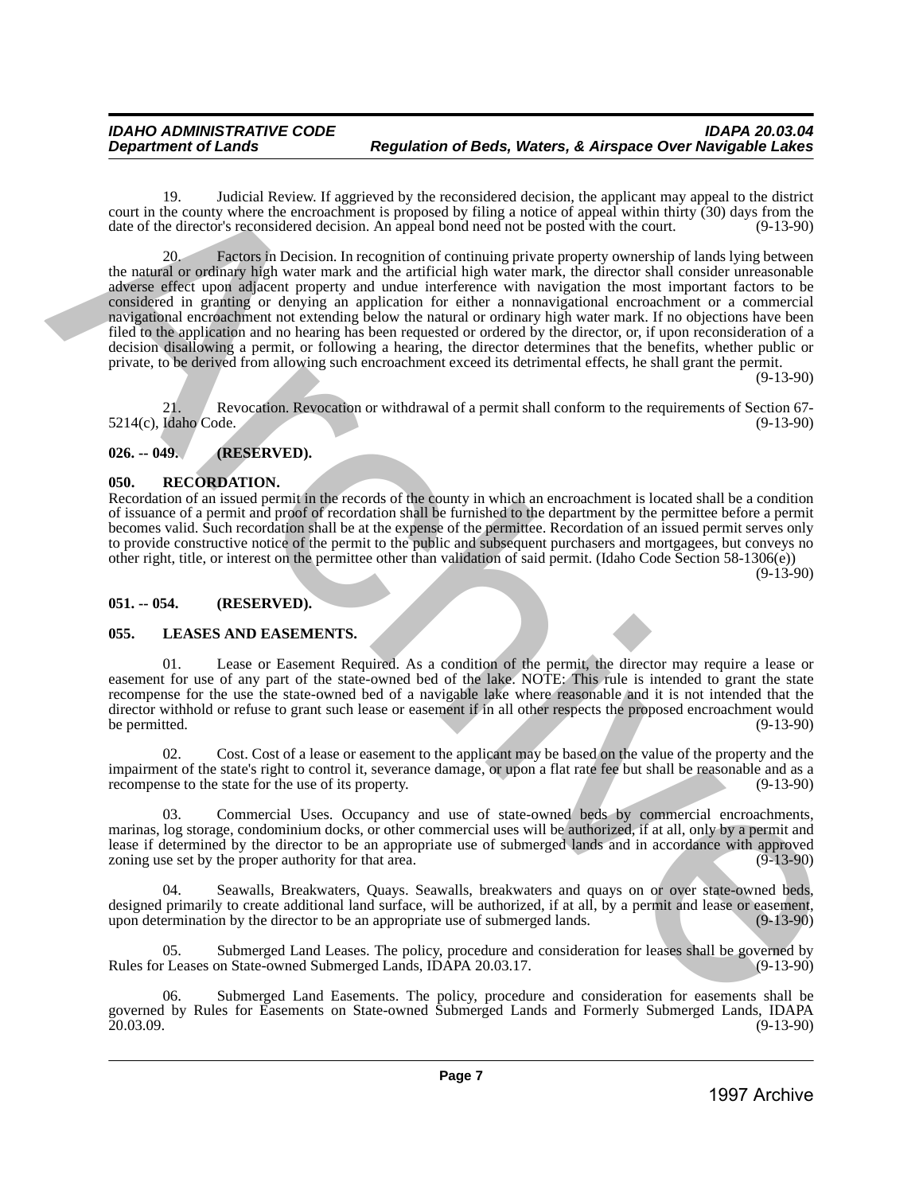19. Judicial Review. If aggrieved by the reconsidered decision, the applicant may appeal to the district court in the county where the encroachment is proposed by filing a notice of appeal within thirty (30) days from the date of the director's reconsidered decision. An appeal bond need not be posted with the court. (9-13-90)

20. Factors in Decision. In recognition of continuing private property ownership of lands lying between the natural or ordinary high water mark and the artificial high water mark, the director shall consider unreasonable adverse effect upon adjacent property and undue interference with navigation the most important factors to be considered in granting or denying an application for either a nonnavigational encroachment or a commercial navigational encroachment not extending below the natural or ordinary high water mark. If no objections have been filed to the application and no hearing has been requested or ordered by the director, or, if upon reconsideration of a decision disallowing a permit, or following a hearing, the director determines that the benefits, whether public or private, to be derived from allowing such encroachment exceed its detrimental effects, he shall grant the permit. (9-13-90)

21. Revocation. Revocation or withdrawal of a permit shall conform to the requirements of Section 67-5214(c), Idaho Code. (9-13-90)

**026. -- 049. (RESERVED).**

**050. RECORDATION.**

Recordation of an issued permit in the records of the county in which an encroachment is located shall be a condition of issuance of a permit and proof of recordation shall be furnished to the department by the permittee before a permit becomes valid. Such recordation shall be at the expense of the permittee. Recordation of an issued permit serves only to provide constructive notice of the permit to the public and subsequent purchasers and mortgagees, but conveys no other right, title, or interest on the permittee other than validation of said permit. (Idaho Code Section 58-1306(e)) (9-13-90)

**051. -- 054. (RESERVED).**

**055. LEASES AND EASEMENTS.**

01. Lease or Easement Required. As a condition of the permit, the director may require a lease or easement for use of any part of the state-owned bed of the lake. NOTE: This rule is intended to grant the state recompense for the use the state-owned bed of a navigable lake where reasonable and it is not intended that the director withhold or refuse to grant such lease or easement if in all other respects the proposed encroachment would be permitted. (9-13-90)

02. Cost. Cost of a lease or easement to the applicant may be based on the value of the property and the impairment of the state's right to control it, severance damage, or upon a flat rate fee but shall be reasonable and as a recompense to the state for the use of its property. (9-13-90)

03. Commercial Uses. Occupancy and use of state-owned beds by commercial encroachments, marinas, log storage, condominium docks, or other commercial uses will be authorized, if at all, only by a permit and lease if determined by the director to be an appropriate use of submerged lands and in accordance with approved zoning use set by the proper authority for that area. (9-13-90)

04. Seawalls, Breakwaters, Quays. Seawalls, breakwaters and quays on or over state-owned beds, designed primarily to create additional land surface, will be authorized, if at all, by a permit and lease or easement, upon determination by the director to be an appropriate use of submerged lands. (9-13-90)

05. Submerged Land Leases. The policy, procedure and consideration for leases shall be governed by Rules for Leases on State-owned Submerged Lands, IDAPA 20.03.17. (9-13-90)

06. Submerged Land Easements. The policy, procedure and consideration for easements shall be governed by Rules for Easements on State-owned Submerged Lands and Formerly Submerged Lands, IDAPA 20.03.09. (9-13-90)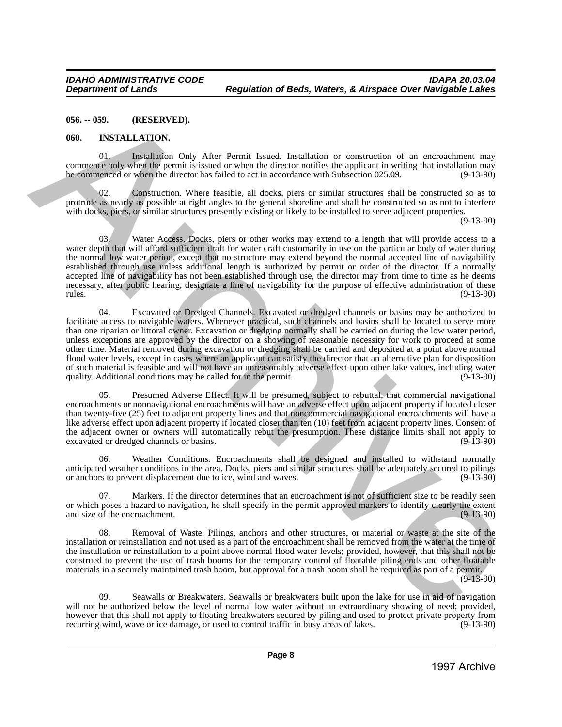**056. -- 059. (RESERVED).**

**060. INSTALLATION.**

01. Installation Only After Permit Issued. Installation or construction of an encroachment may commence only when the permit is issued or when the director notifies the applicant in writing that installation may be commenced or when the director has failed to act in accordance with Subsection 025.09. (9-13-90)

02. Construction. Where feasible, all docks, piers or similar structures shall be constructed so as to protrude as nearly as possible at right angles to the general shoreline and shall be constructed so as not to interfere with docks, piers, or similar structures presently existing or likely to be installed to serve adjacent properties. (9-13-90)

03. Water Access. Docks, piers or other works may extend to a length that will provide access to a water depth that will afford sufficient draft for water craft customarily in use on the particular body of water during the normal low water period, except that no structure may extend beyond the normal accepted line of navigability established through use unless additional length is authorized by permit or order of the director. If a normally accepted line of navigability has not been established through use, the director may from time to time as he deems necessary, after public hearing, designate a line of navigability for the purpose of effective administration of these rules. (9-13-90)

04. Excavated or Dredged Channels. Excavated or dredged channels or basins may be authorized to facilitate access to navigable waters. Whenever practical, such channels and basins shall be located to serve more than one riparian or littoral owner. Excavation or dredging normally shall be carried on during the low water period, unless exceptions are approved by the director on a showing of reasonable necessity for work to proceed at some other time. Material removed during excavation or dredging shall be carried and deposited at a point above normal flood water levels, except in cases where an applicant can satisfy the director that an alternative plan for disposition of such material is feasible and will not have an unreasonably adverse effect upon other lake values, including water quality. Additional conditions may be called for in the permit. (9-13-90)

05. Presumed Adverse Effect. It will be presumed, subject to rebuttal, that commercial navigational encroachments or nonnavigational encroachments will have an adverse effect upon adjacent property if located closer than twenty-five (25) feet to adjacent property lines and that noncommercial navigational encroachments will have a like adverse effect upon adjacent property if located closer than ten (10) feet from adjacent property lines. Consent of the adjacent owner or owners will automatically rebut the presumption. These distance limits shall not apply to excavated or dredged channels or basins. (9-13-90)

06. Weather Conditions. Encroachments shall be designed and installed to withstand normally anticipated weather conditions in the area. Docks, piers and similar structures shall be adequately secured to pilings or anchors to prevent displacement due to ice, wind and waves. (9-13-90)

07. Markers. If the director determines that an encroachment is not of sufficient size to be readily seen or which poses a hazard to navigation, he shall specify in the permit approved markers to identify clearly the extent and size of the encroachment. (9-13-90)

08. Removal of Waste. Pilings, anchors and other structures, or material or waste at the site of the installation or reinstallation and not used as a part of the encroachment shall be removed from the water at the time of the installation or reinstallation to a point above normal flood water levels; provided, however, that this shall not be construed to prevent the use of trash booms for the temporary control of floatable piling ends and other floatable materials in a securely maintained trash boom, but approval for a trash boom shall be required as part of a permit. (9-13-90)

09. Seawalls or Breakwaters. Seawalls or breakwaters built upon the lake for use in aid of navigation will not be authorized below the level of normal low water without an extraordinary showing of need; provided, however that this shall not apply to floating breakwaters secured by piling and used to protect private property from recurring wind, wave or ice damage, or used to control traffic in busy areas of lakes. (9-13-90)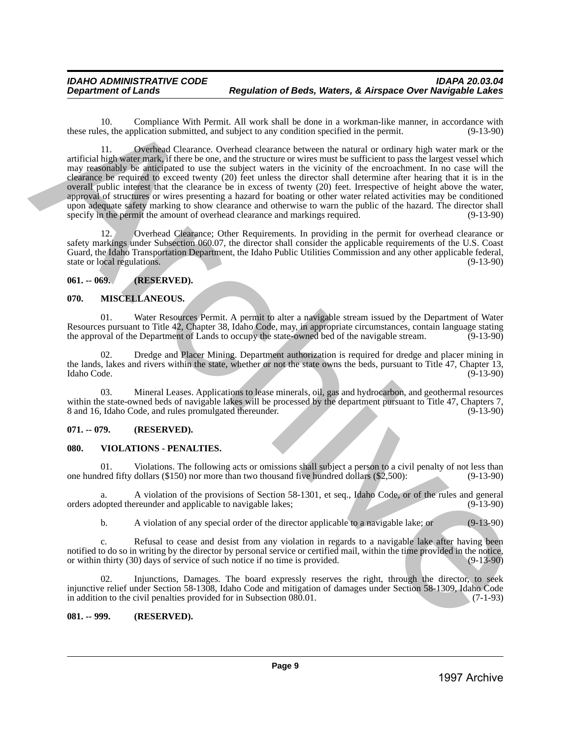10. Compliance With Permit. All work shall be done in a workman-like manner, in accordance with these rules, the application submitted, and subject to any condition specified in the permit. (9-13-90)

11. Overhead Clearance. Overhead clearance between the natural or ordinary high water mark or the artificial high water mark, if there be one, and the structure or wires must be sufficient to pass the largest vessel which may reasonably be anticipated to use the subject waters in the vicinity of the encroachment. In no case will the clearance be required to exceed twenty (20) feet unless the director shall determine after hearing that it is in the overall public interest that the clearance be in excess of twenty (20) feet. Irrespective of height above the water, approval of structures or wires presenting a hazard for boating or other water related activities may be conditioned upon adequate safety marking to show clearance and otherwise to warn the public of the hazard. The director shall specify in the permit the amount of overhead clearance and markings required. (9-13-90)

12. Overhead Clearance; Other Requirements. In providing in the permit for overhead clearance or safety markings under Subsection 060.07, the director shall consider the applicable requirements of the U.S. Coast Guard, the Idaho Transportation Department, the Idaho Public Utilities Commission and any other applicable federal, state or local regulations. (9-13-90)

**061. -- 069. (RESERVED).**

**070. MISCELLANEOUS.**

01. Water Resources Permit. A permit to alter a navigable stream issued by the Department of Water Resources pursuant to Title 42, Chapter 38, Idaho Code, may, in appropriate circumstances, contain language stating the approval of the Department of Lands to occupy the state-owned bed of the navigable stream. (9-13-90)

02. Dredge and Placer Mining. Department authorization is required for dredge and placer mining in the lands, lakes and rivers within the state, whether or not the state owns the beds, pursuant to Title 47, Chapter 13, Idaho Code. (9-13-90)

03. Mineral Leases. Applications to lease minerals, oil, gas and hydrocarbon, and geothermal resources within the state-owned beds of navigable lakes will be processed by the department pursuant to Title 47, Chapters 7, 8 and 16, Idaho Code, and rules promulgated thereunder. (9-13-90)

**071. -- 079. (RESERVED).**

**080. VIOLATIONS - PENALTIES.**

01. Violations. The following acts or omissions shall subject a person to a civil penalty of not less than one hundred fifty dollars ($150) nor more than two thousand five hundred dollars ($2,500): (9-13-90)

a. A violation of the provisions of Section 58-1301, et seq., Idaho Code, or of the rules and general orders adopted thereunder and applicable to navigable lakes; (9-13-90)

b. A violation of any special order of the director applicable to a navigable lake; or (9-13-90)

c. Refusal to cease and desist from any violation in regards to a navigable lake after having been notified to do so in writing by the director by personal service or certified mail, within the time provided in the notice, or within thirty (30) days of service of such notice if no time is provided. (9-13-90)

02. Injunctions, Damages. The board expressly reserves the right, through the director, to seek injunctive relief under Section 58-1308, Idaho Code and mitigation of damages under Section 58-1309, Idaho Code in addition to the civil penalties provided for in Subsection 080.01. (7-1-93)

**081. -- 999. (RESERVED).**